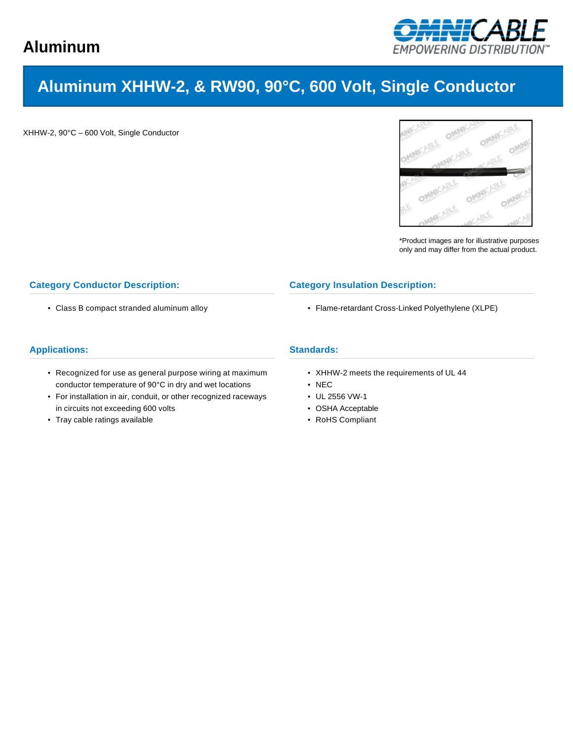# Aluminum

## Aluminum XHHW-2, & RW90, 90°C, 600 Volt, Single Conductor

XHHW-2, 90°C – 600 Volt, Single Conductor

*Product images are for illustrative purposes only and may differ from the actual product.

### Category Conductor Description:

- Class B compact stranded aluminum alloy

### Category Insulation Description:

- Flame-retardant Cross-Linked Polyethylene (XLPE)

### Applications:

- Recognized for use as general purpose wiring at maximum conductor temperature of 90°C in dry and wet locations
- For installation in air, conduit, or other recognized raceways in circuits not exceeding 600 volts
- Tray cable ratings available

### Standards:

- XHHW-2 meets the requirements of UL 44
- NEC
- UL 2556 VW-1
- OSHA Acceptable
- RoHS Compliant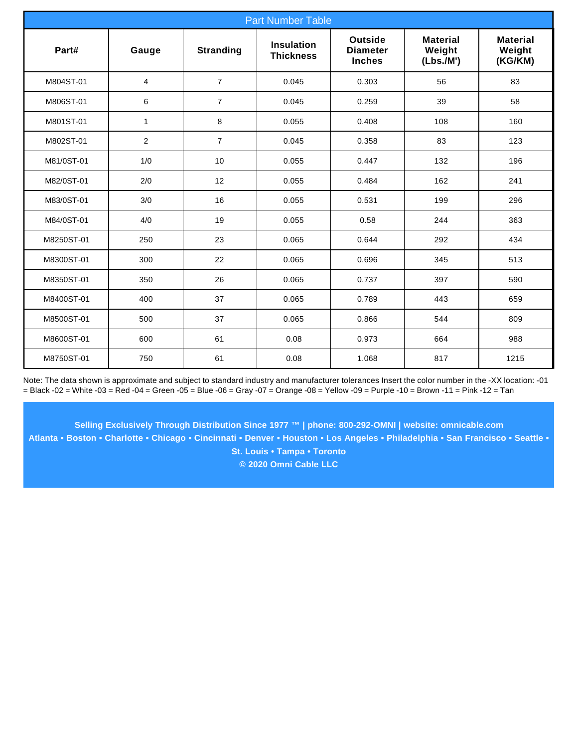## Part Number Table

| Part# | Gauge | Stranding | Insulation Thickness | Outside Diameter Inches | Material Weight (Lbs./M') | Material Weight (KG/KM) |
|---|---|---|---|---|---|---|
| M804ST-01 | 4 | 7 | 0.045 | 0.303 | 56 | 83 |
| M806ST-01 | 6 | 7 | 0.045 | 0.259 | 39 | 58 |
| M801ST-01 | 1 | 8 | 0.055 | 0.408 | 108 | 160 |
| M802ST-01 | 2 | 7 | 0.045 | 0.358 | 83 | 123 |
| M81/0ST-01 | 1/0 | 10 | 0.055 | 0.447 | 132 | 196 |
| M82/0ST-01 | 2/0 | 12 | 0.055 | 0.484 | 162 | 241 |
| M83/0ST-01 | 3/0 | 16 | 0.055 | 0.531 | 199 | 296 |
| M84/0ST-01 | 4/0 | 19 | 0.055 | 0.58 | 244 | 363 |
| M8250ST-01 | 250 | 23 | 0.065 | 0.644 | 292 | 434 |
| M8300ST-01 | 300 | 22 | 0.065 | 0.696 | 345 | 513 |
| M8350ST-01 | 350 | 26 | 0.065 | 0.737 | 397 | 590 |
| M8400ST-01 | 400 | 37 | 0.065 | 0.789 | 443 | 659 |
| M8500ST-01 | 500 | 37 | 0.065 | 0.866 | 544 | 809 |
| M8600ST-01 | 600 | 61 | 0.08 | 0.973 | 664 | 988 |
| M8750ST-01 | 750 | 61 | 0.08 | 1.068 | 817 | 1215 |

Note: The data shown is approximate and subject to standard industry and manufacturer tolerances Insert the color number in the -XX location: -01 = Black -02 = White -03 = Red -04 = Green -05 = Blue -06 = Gray -07 = Orange -08 = Yellow -09 = Purple -10 = Brown -11 = Pink -12 = Tan

**Selling Exclusively Through Distribution Since 1977 ™ | phone: 800-292-OMNI | website: omnicable.com**
**Atlanta • Boston • Charlotte • Chicago • Cincinnati • Denver • Houston • Los Angeles • Philadelphia • San Francisco • Seattle • St. Louis • Tampa • Toronto**
**© 2020 Omni Cable LLC**